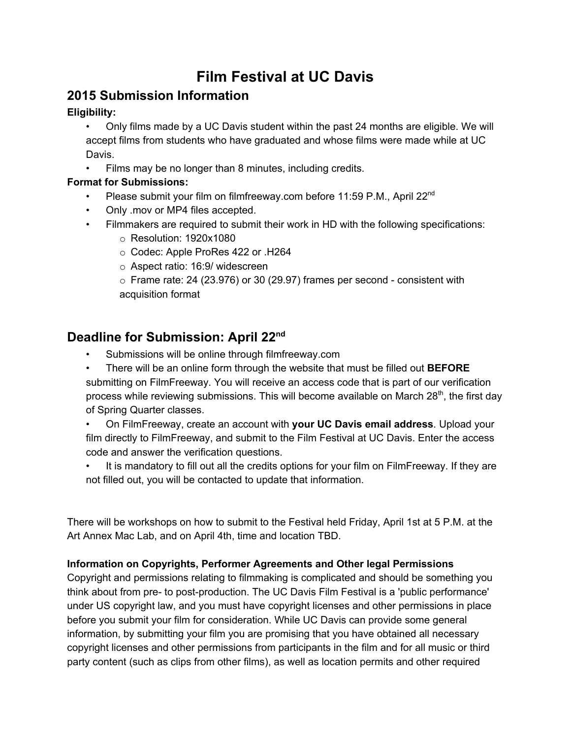# Film Festival at UC Davis

## 2015 Submission Information

**Eligibility:**

- Only films made by a UC Davis student within the past 24 months are eligible. We will accept films from students who have graduated and whose films were made while at UC Davis.
- Films may be no longer than 8 minutes, including credits.

**Format for Submissions:**

- Please submit your film on filmfreeway.com before 11:59 P.M., April 22nd
- Only .mov or MP4 files accepted.
- Filmmakers are required to submit their work in HD with the following specifications:
  - o Resolution: 1920x1080
  - o Codec: Apple ProRes 422 or .H264
  - o Aspect ratio: 16:9/ widescreen
  - o Frame rate: 24 (23.976) or 30 (29.97) frames per second - consistent with acquisition format

## Deadline for Submission: April 22nd

- Submissions will be online through filmfreeway.com
- There will be an online form through the website that must be filled out **BEFORE** submitting on FilmFreeway. You will receive an access code that is part of our verification process while reviewing submissions. This will become available on March 28th, the first day of Spring Quarter classes.
- On FilmFreeway, create an account with **your UC Davis email address**. Upload your film directly to FilmFreeway, and submit to the Film Festival at UC Davis. Enter the access code and answer the verification questions.
- It is mandatory to fill out all the credits options for your film on FilmFreeway. If they are not filled out, you will be contacted to update that information.

There will be workshops on how to submit to the Festival held Friday, April 1st at 5 P.M. at the Art Annex Mac Lab, and on April 4th, time and location TBD.

**Information on Copyrights, Performer Agreements and Other legal Permissions**

Copyright and permissions relating to filmmaking is complicated and should be something you think about from pre- to post-production. The UC Davis Film Festival is a 'public performance' under US copyright law, and you must have copyright licenses and other permissions in place before you submit your film for consideration. While UC Davis can provide some general information, by submitting your film you are promising that you have obtained all necessary copyright licenses and other permissions from participants in the film and for all music or third party content (such as clips from other films), as well as location permits and other required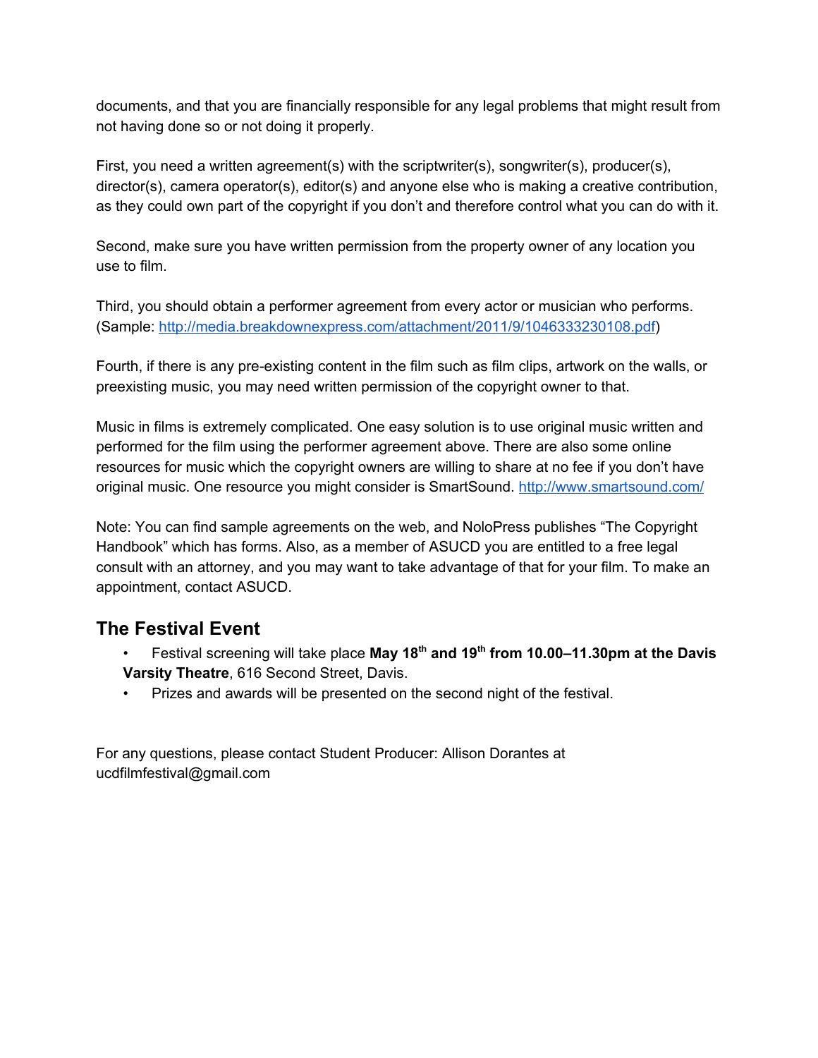documents, and that you are financially responsible for any legal problems that might result from not having done so or not doing it properly.

First, you need a written agreement(s) with the scriptwriter(s), songwriter(s), producer(s), director(s), camera operator(s), editor(s) and anyone else who is making a creative contribution, as they could own part of the copyright if you don't and therefore control what you can do with it.

Second, make sure you have written permission from the property owner of any location you use to film.

Third, you should obtain a performer agreement from every actor or musician who performs. (Sample: [http://media.breakdownexpress.com/attachment/2011/9/1046333230108.pdf](http://media.breakdownexpress.com/attachment/2011/9/1046333230108.pdf))

Fourth, if there is any pre-existing content in the film such as film clips, artwork on the walls, or preexisting music, you may need written permission of the copyright owner to that.

Music in films is extremely complicated. One easy solution is to use original music written and performed for the film using the performer agreement above. There are also some online resources for music which the copyright owners are willing to share at no fee if you don't have original music. One resource you might consider is SmartSound. [http://www.smartsound.com/](http://www.smartsound.com/)

Note: You can find sample agreements on the web, and NoloPress publishes "The Copyright Handbook" which has forms. Also, as a member of ASUCD you are entitled to a free legal consult with an attorney, and you may want to take advantage of that for your film. To make an appointment, contact ASUCD.

## The Festival Event

- Festival screening will take place **May 18th and 19th from 10.00–11.30pm at the Davis Varsity Theatre**, 616 Second Street, Davis.
- Prizes and awards will be presented on the second night of the festival.

For any questions, please contact Student Producer: Allison Dorantes at ucdfilmfestival@gmail.com